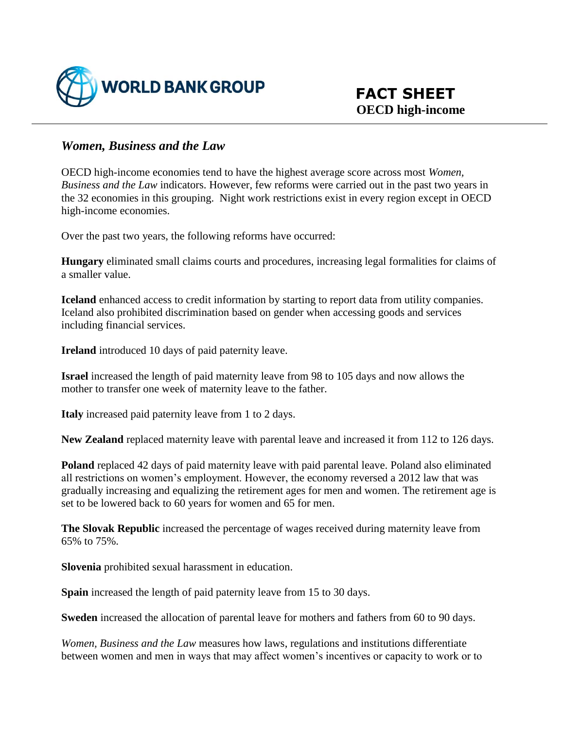WORLD BANK GROUP

# FACT SHEET
## OECD high-income

## *Women, Business and the Law*

OECD high-income economies tend to have the highest average score across most *Women, Business and the Law* indicators. However, few reforms were carried out in the past two years in the 32 economies in this grouping. Night work restrictions exist in every region except in OECD high-income economies.

Over the past two years, the following reforms have occurred:

**Hungary** eliminated small claims courts and procedures, increasing legal formalities for claims of a smaller value.

**Iceland** enhanced access to credit information by starting to report data from utility companies. Iceland also prohibited discrimination based on gender when accessing goods and services including financial services.

**Ireland** introduced 10 days of paid paternity leave.

**Israel** increased the length of paid maternity leave from 98 to 105 days and now allows the mother to transfer one week of maternity leave to the father.

**Italy** increased paid paternity leave from 1 to 2 days.

**New Zealand** replaced maternity leave with parental leave and increased it from 112 to 126 days.

**Poland** replaced 42 days of paid maternity leave with paid parental leave. Poland also eliminated all restrictions on women's employment. However, the economy reversed a 2012 law that was gradually increasing and equalizing the retirement ages for men and women. The retirement age is set to be lowered back to 60 years for women and 65 for men.

**The Slovak Republic** increased the percentage of wages received during maternity leave from 65% to 75%.

**Slovenia** prohibited sexual harassment in education.

**Spain** increased the length of paid paternity leave from 15 to 30 days.

**Sweden** increased the allocation of parental leave for mothers and fathers from 60 to 90 days.

*Women, Business and the Law* measures how laws, regulations and institutions differentiate between women and men in ways that may affect women's incentives or capacity to work or to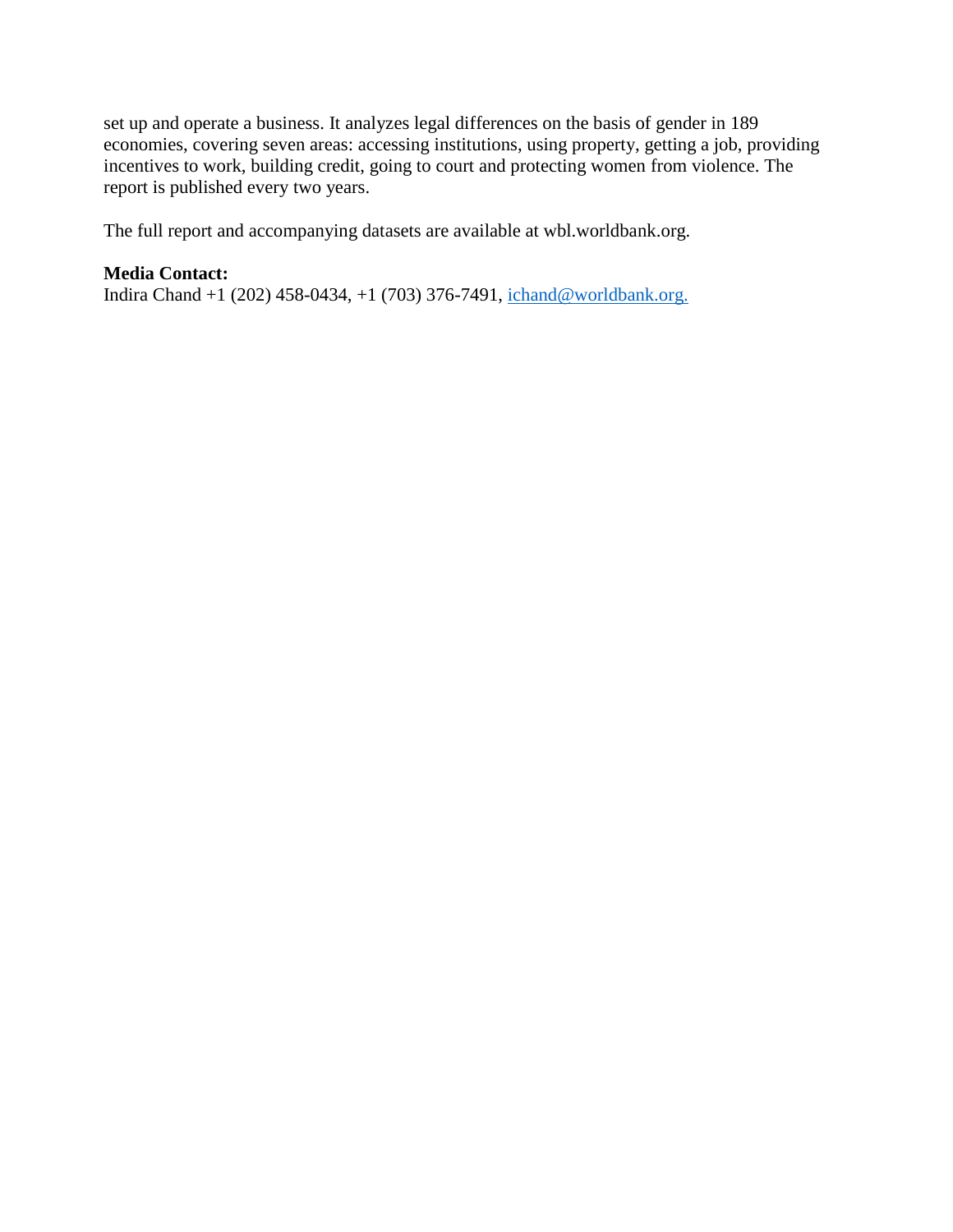set up and operate a business. It analyzes legal differences on the basis of gender in 189 economies, covering seven areas: accessing institutions, using property, getting a job, providing incentives to work, building credit, going to court and protecting women from violence. The report is published every two years.

The full report and accompanying datasets are available at wbl.worldbank.org.

**Media Contact:**
Indira Chand +1 (202) 458-0434, +1 (703) 376-7491, ichand@worldbank.org.